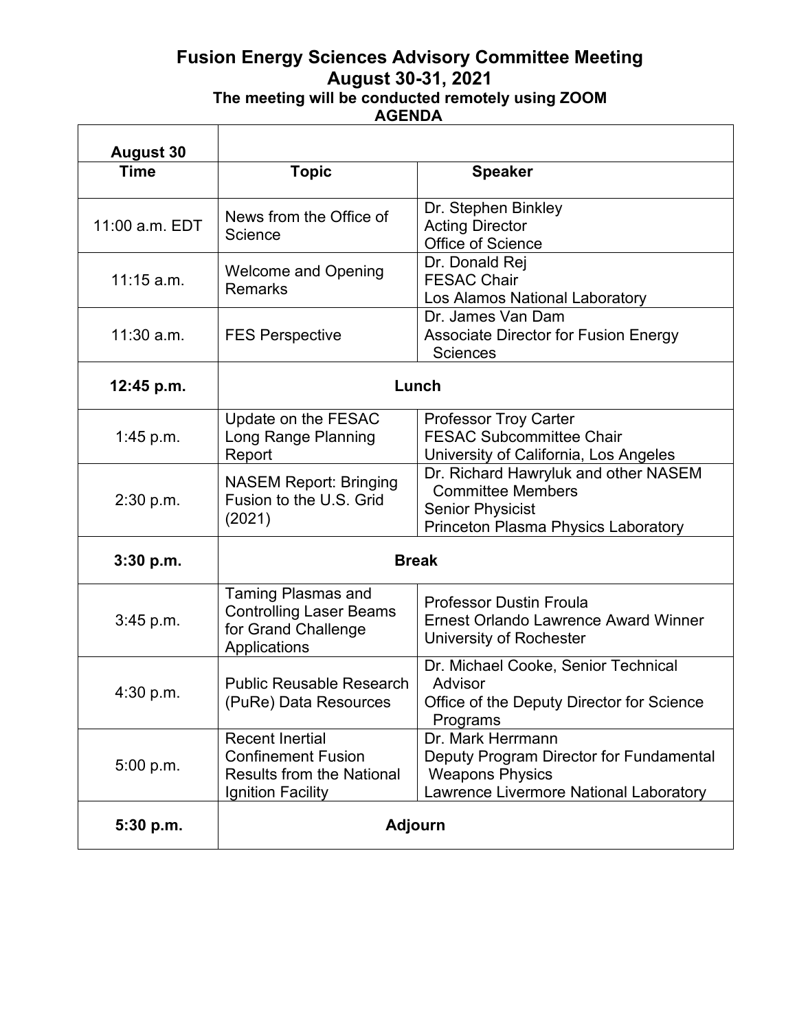# Fusion Energy Sciences Advisory Committee Meeting

## August 30-31, 2021

### The meeting will be conducted remotely using ZOOM

### AGENDA

| **August 30** | | |
|---|---|---|
| **Time** | **Topic** | **Speaker** |
| 11:00 a.m. EDT | News from the Office of Science | Dr. Stephen Binkley<br>Acting Director<br>Office of Science |
| 11:15 a.m. | Welcome and Opening Remarks | Dr. Donald Rej<br>FESAC Chair<br>Los Alamos National Laboratory |
| 11:30 a.m. | FES Perspective | Dr. James Van Dam<br>Associate Director for Fusion Energy Sciences |
| **12:45 p.m.** | **Lunch** | |
| 1:45 p.m. | Update on the FESAC Long Range Planning Report | Professor Troy Carter<br>FESAC Subcommittee Chair<br>University of California, Los Angeles |
| 2:30 p.m. | NASEM Report: Bringing Fusion to the U.S. Grid (2021) | Dr. Richard Hawryluk and other NASEM Committee Members<br>Senior Physicist<br>Princeton Plasma Physics Laboratory |
| **3:30 p.m.** | **Break** | |
| 3:45 p.m. | Taming Plasmas and Controlling Laser Beams for Grand Challenge Applications | Professor Dustin Froula<br>Ernest Orlando Lawrence Award Winner<br>University of Rochester |
| 4:30 p.m. | Public Reusable Research (PuRe) Data Resources | Dr. Michael Cooke, Senior Technical Advisor<br>Office of the Deputy Director for Science Programs |
| 5:00 p.m. | Recent Inertial Confinement Fusion Results from the National Ignition Facility | Dr. Mark Herrmann<br>Deputy Program Director for Fundamental Weapons Physics<br>Lawrence Livermore National Laboratory |
| **5:30 p.m.** | **Adjourn** | |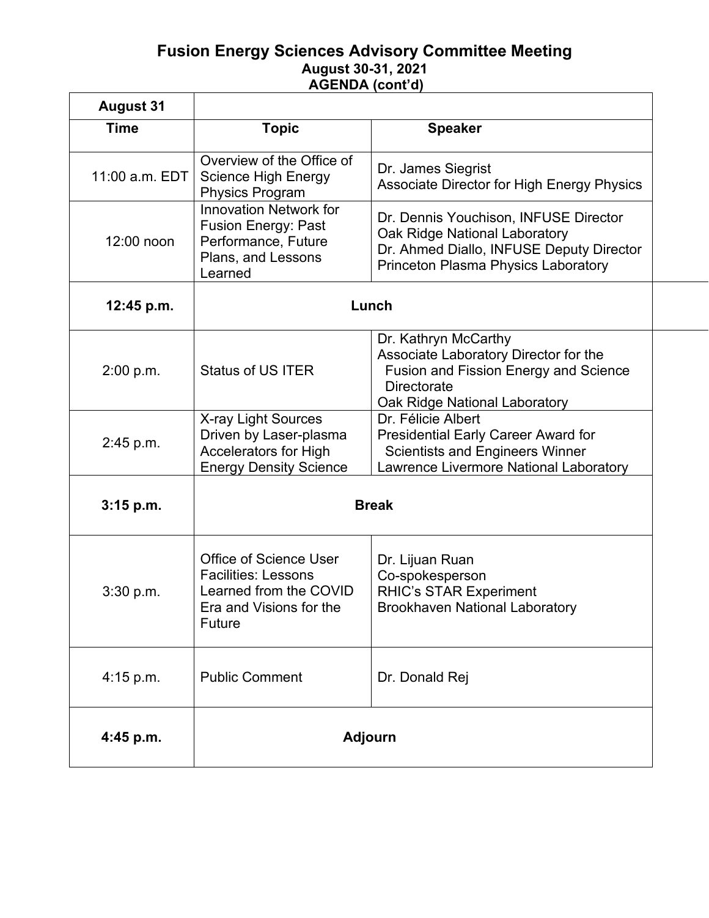# Fusion Energy Sciences Advisory Committee Meeting

**August 30-31, 2021**

**AGENDA (cont'd)**

| **August 31** | | |
|---|---|---|
| **Time** | **Topic** | **Speaker** |
| 11:00 a.m. EDT | Overview of the Office of Science High Energy Physics Program | Dr. James Siegrist<br>Associate Director for High Energy Physics |
| 12:00 noon | Innovation Network for Fusion Energy: Past Performance, Future Plans, and Lessons Learned | Dr. Dennis Youchison, INFUSE Director<br>Oak Ridge National Laboratory<br>Dr. Ahmed Diallo, INFUSE Deputy Director<br>Princeton Plasma Physics Laboratory |
| **12:45 p.m.** | **Lunch** | |
| 2:00 p.m. | Status of US ITER | Dr. Kathryn McCarthy<br>Associate Laboratory Director for the Fusion and Fission Energy and Science Directorate<br>Oak Ridge National Laboratory |
| 2:45 p.m. | X-ray Light Sources Driven by Laser-plasma Accelerators for High Energy Density Science | Dr. Félicie Albert<br>Presidential Early Career Award for Scientists and Engineers Winner<br>Lawrence Livermore National Laboratory |
| **3:15 p.m.** | **Break** | |
| 3:30 p.m. | Office of Science User Facilities: Lessons Learned from the COVID Era and Visions for the Future | Dr. Lijuan Ruan<br>Co-spokesperson<br>RHIC's STAR Experiment<br>Brookhaven National Laboratory |
| 4:15 p.m. | Public Comment | Dr. Donald Rej |
| **4:45 p.m.** | **Adjourn** | |